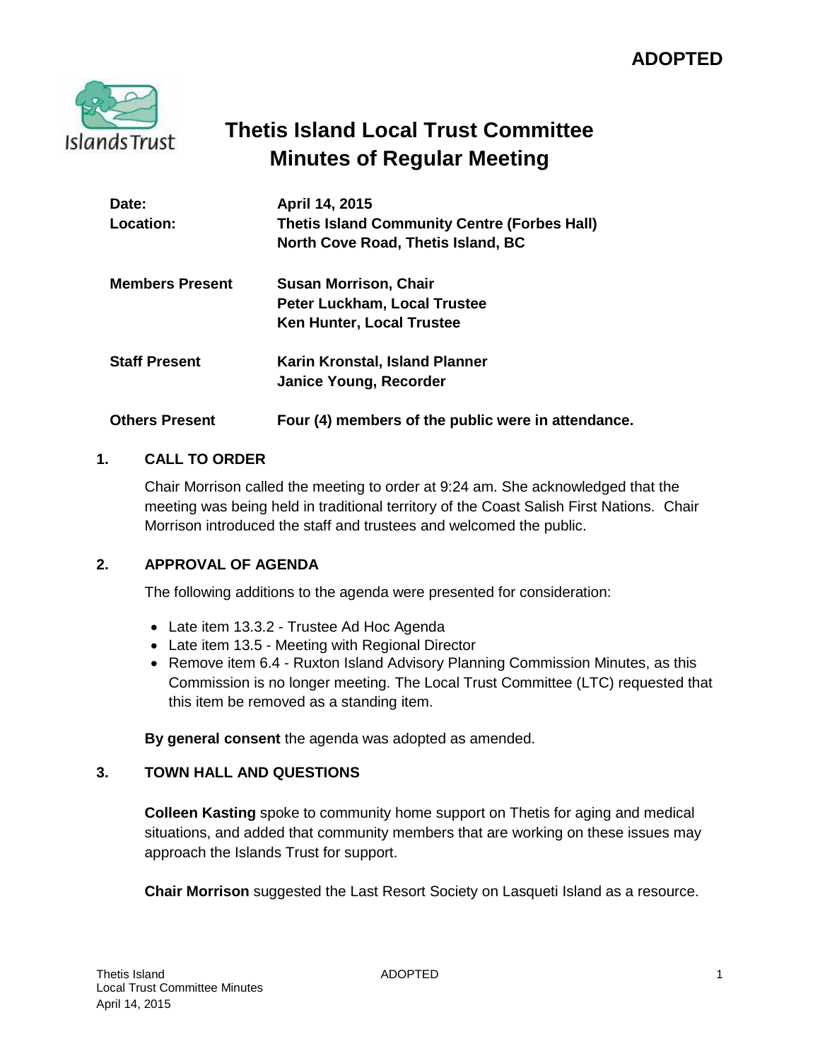**ADOPTED**

# Thetis Island Local Trust Committee Minutes of Regular Meeting

| | |
|---|---|
| **Date:** | **April 14, 2015** |
| **Location:** | **Thetis Island Community Centre (Forbes Hall)**<br>**North Cove Road, Thetis Island, BC** |
| **Members Present** | **Susan Morrison, Chair**<br>**Peter Luckham, Local Trustee**<br>**Ken Hunter, Local Trustee** |
| **Staff Present** | **Karin Kronstal, Island Planner**<br>**Janice Young, Recorder** |
| **Others Present** | **Four (4) members of the public were in attendance.** |

## 1. CALL TO ORDER

Chair Morrison called the meeting to order at 9:24 am. She acknowledged that the meeting was being held in traditional territory of the Coast Salish First Nations. Chair Morrison introduced the staff and trustees and welcomed the public.

## 2. APPROVAL OF AGENDA

The following additions to the agenda were presented for consideration:

- Late item 13.3.2 - Trustee Ad Hoc Agenda
- Late item 13.5 - Meeting with Regional Director
- Remove item 6.4 - Ruxton Island Advisory Planning Commission Minutes, as this Commission is no longer meeting. The Local Trust Committee (LTC) requested that this item be removed as a standing item.

**By general consent** the agenda was adopted as amended.

## 3. TOWN HALL AND QUESTIONS

**Colleen Kasting** spoke to community home support on Thetis for aging and medical situations, and added that community members that are working on these issues may approach the Islands Trust for support.

**Chair Morrison** suggested the Last Resort Society on Lasqueti Island as a resource.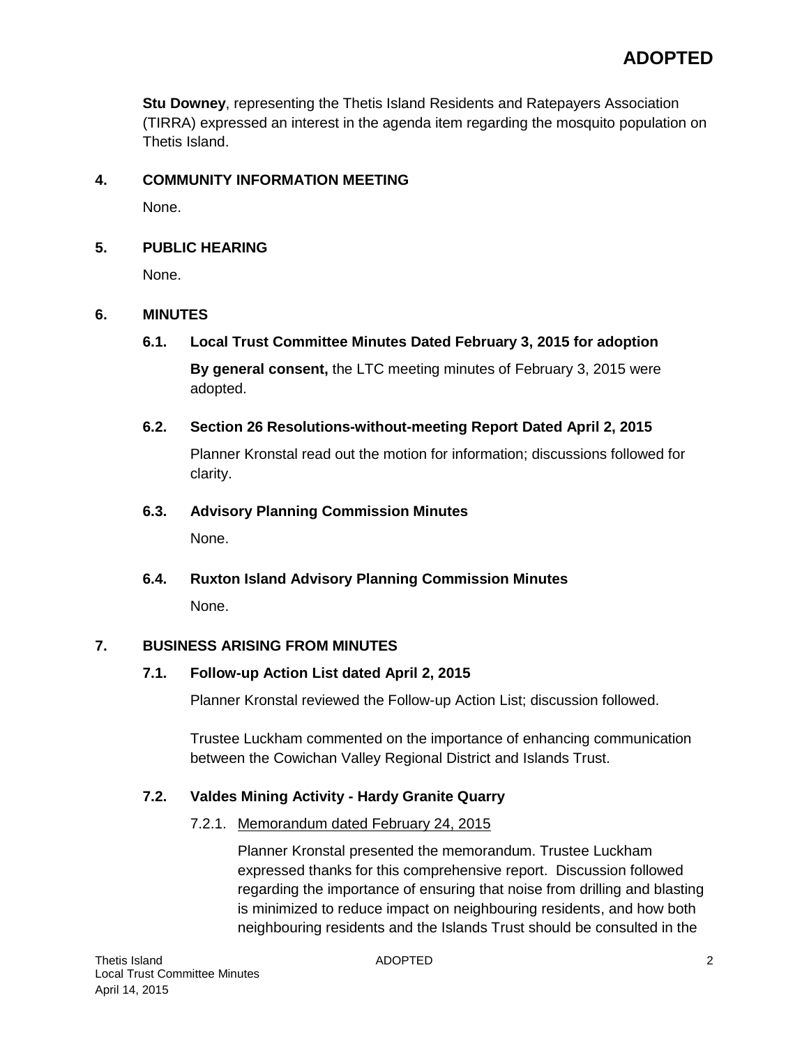**Stu Downey**, representing the Thetis Island Residents and Ratepayers Association (TIRRA) expressed an interest in the agenda item regarding the mosquito population on Thetis Island.

## 4. COMMUNITY INFORMATION MEETING

None.

## 5. PUBLIC HEARING

None.

## 6. MINUTES

### 6.1. Local Trust Committee Minutes Dated February 3, 2015 for adoption

**By general consent,** the LTC meeting minutes of February 3, 2015 were adopted.

### 6.2. Section 26 Resolutions-without-meeting Report Dated April 2, 2015

Planner Kronstal read out the motion for information; discussions followed for clarity.

### 6.3. Advisory Planning Commission Minutes

None.

### 6.4. Ruxton Island Advisory Planning Commission Minutes

None.

## 7. BUSINESS ARISING FROM MINUTES

### 7.1. Follow-up Action List dated April 2, 2015

Planner Kronstal reviewed the Follow-up Action List; discussion followed.

Trustee Luckham commented on the importance of enhancing communication between the Cowichan Valley Regional District and Islands Trust.

### 7.2. Valdes Mining Activity - Hardy Granite Quarry

7.2.1. Memorandum dated February 24, 2015

Planner Kronstal presented the memorandum. Trustee Luckham expressed thanks for this comprehensive report. Discussion followed regarding the importance of ensuring that noise from drilling and blasting is minimized to reduce impact on neighbouring residents, and how both neighbouring residents and the Islands Trust should be consulted in the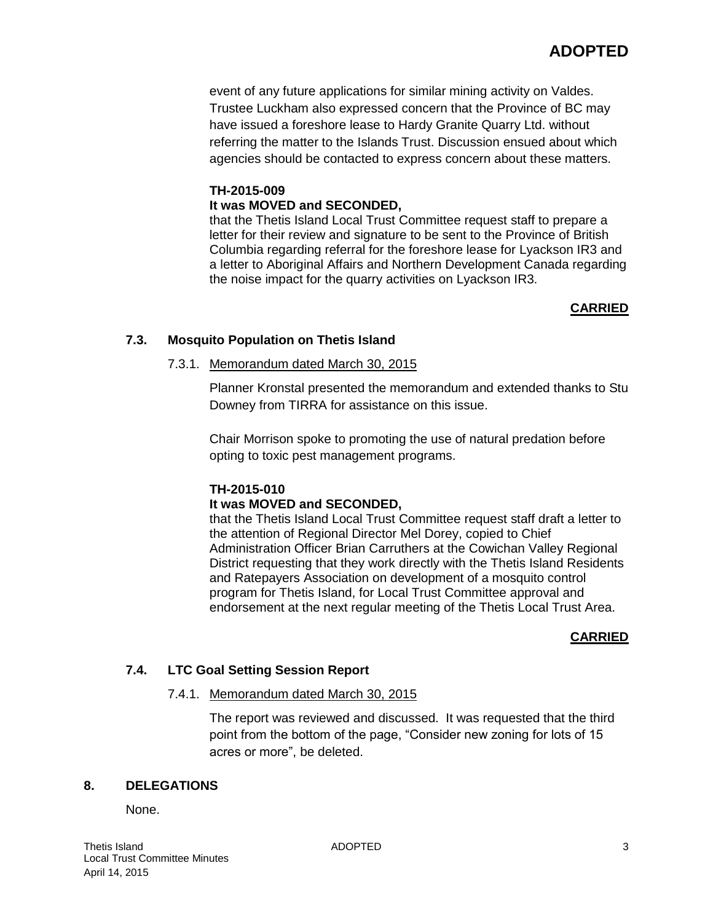# ADOPTED

event of any future applications for similar mining activity on Valdes. Trustee Luckham also expressed concern that the Province of BC may have issued a foreshore lease to Hardy Granite Quarry Ltd. without referring the matter to the Islands Trust. Discussion ensued about which agencies should be contacted to express concern about these matters.

**TH-2015-009**
**It was MOVED and SECONDED,**
that the Thetis Island Local Trust Committee request staff to prepare a letter for their review and signature to be sent to the Province of British Columbia regarding referral for the foreshore lease for Lyackson IR3 and a letter to Aboriginal Affairs and Northern Development Canada regarding the noise impact for the quarry activities on Lyackson IR3.

**CARRIED**

### 7.3. Mosquito Population on Thetis Island

7.3.1. Memorandum dated March 30, 2015

Planner Kronstal presented the memorandum and extended thanks to Stu Downey from TIRRA for assistance on this issue.

Chair Morrison spoke to promoting the use of natural predation before opting to toxic pest management programs.

**TH-2015-010**
**It was MOVED and SECONDED,**
that the Thetis Island Local Trust Committee request staff draft a letter to the attention of Regional Director Mel Dorey, copied to Chief Administration Officer Brian Carruthers at the Cowichan Valley Regional District requesting that they work directly with the Thetis Island Residents and Ratepayers Association on development of a mosquito control program for Thetis Island, for Local Trust Committee approval and endorsement at the next regular meeting of the Thetis Local Trust Area.

**CARRIED**

### 7.4. LTC Goal Setting Session Report

7.4.1. Memorandum dated March 30, 2015

The report was reviewed and discussed. It was requested that the third point from the bottom of the page, “Consider new zoning for lots of 15 acres or more”, be deleted.

## 8. DELEGATIONS

None.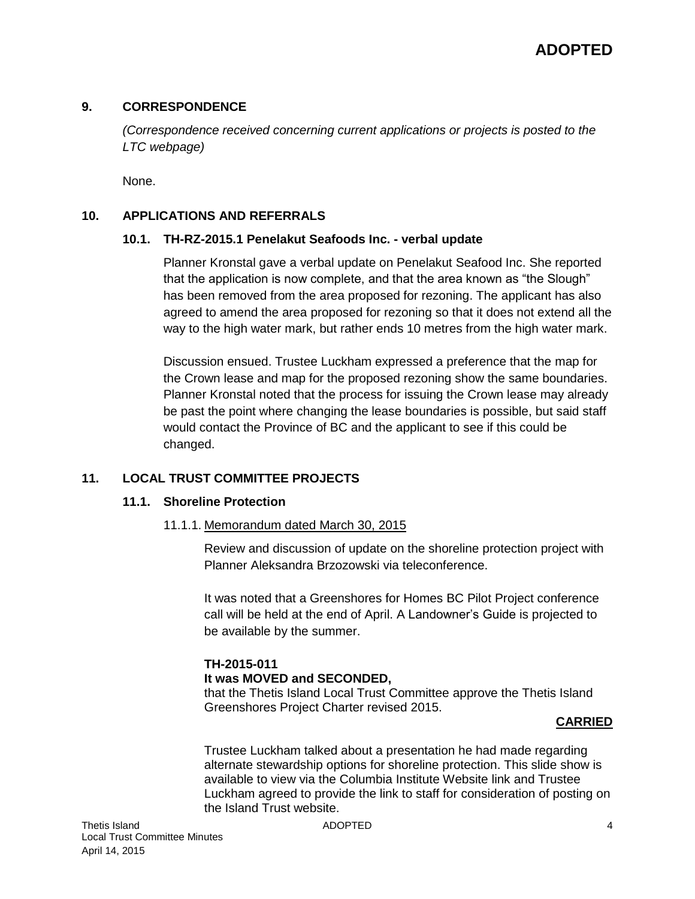**ADOPTED**

## 9. CORRESPONDENCE

*(Correspondence received concerning current applications or projects is posted to the LTC webpage)*

None.

## 10. APPLICATIONS AND REFERRALS

### 10.1. TH-RZ-2015.1 Penelakut Seafoods Inc. - verbal update

Planner Kronstal gave a verbal update on Penelakut Seafood Inc. She reported that the application is now complete, and that the area known as "the Slough" has been removed from the area proposed for rezoning. The applicant has also agreed to amend the area proposed for rezoning so that it does not extend all the way to the high water mark, but rather ends 10 metres from the high water mark.

Discussion ensued. Trustee Luckham expressed a preference that the map for the Crown lease and map for the proposed rezoning show the same boundaries. Planner Kronstal noted that the process for issuing the Crown lease may already be past the point where changing the lease boundaries is possible, but said staff would contact the Province of BC and the applicant to see if this could be changed.

## 11. LOCAL TRUST COMMITTEE PROJECTS

### 11.1. Shoreline Protection

11.1.1. Memorandum dated March 30, 2015

Review and discussion of update on the shoreline protection project with Planner Aleksandra Brzozowski via teleconference.

It was noted that a Greenshores for Homes BC Pilot Project conference call will be held at the end of April. A Landowner's Guide is projected to be available by the summer.

**TH-2015-011**
**It was MOVED and SECONDED,**
that the Thetis Island Local Trust Committee approve the Thetis Island Greenshores Project Charter revised 2015.

**CARRIED**

Trustee Luckham talked about a presentation he had made regarding alternate stewardship options for shoreline protection. This slide show is available to view via the Columbia Institute Website link and Trustee Luckham agreed to provide the link to staff for consideration of posting on the Island Trust website.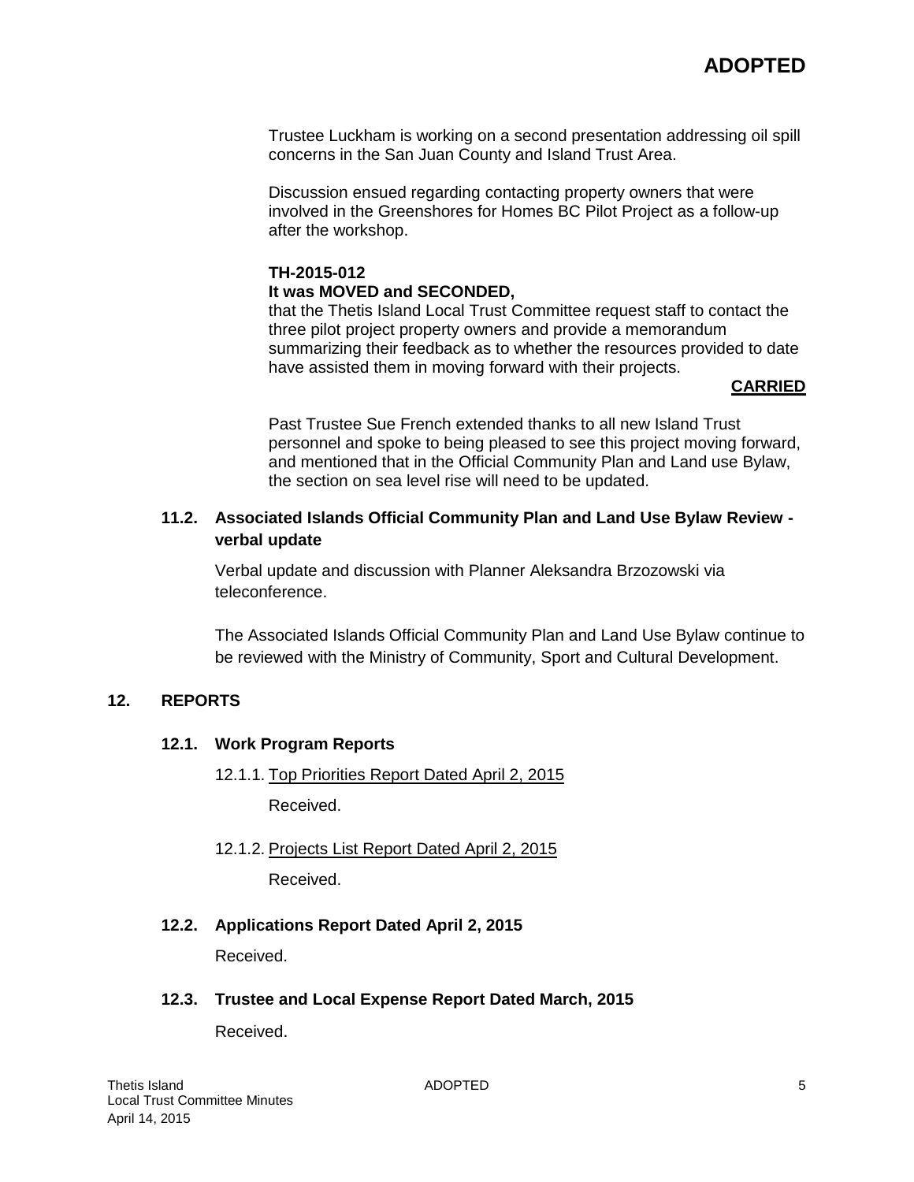Trustee Luckham is working on a second presentation addressing oil spill concerns in the San Juan County and Island Trust Area.

Discussion ensued regarding contacting property owners that were involved in the Greenshores for Homes BC Pilot Project as a follow-up after the workshop.

**TH-2015-012**
**It was MOVED and SECONDED,**
that the Thetis Island Local Trust Committee request staff to contact the three pilot project property owners and provide a memorandum summarizing their feedback as to whether the resources provided to date have assisted them in moving forward with their projects.

**CARRIED**

Past Trustee Sue French extended thanks to all new Island Trust personnel and spoke to being pleased to see this project moving forward, and mentioned that in the Official Community Plan and Land use Bylaw, the section on sea level rise will need to be updated.

### 11.2. Associated Islands Official Community Plan and Land Use Bylaw Review - verbal update

Verbal update and discussion with Planner Aleksandra Brzozowski via teleconference.

The Associated Islands Official Community Plan and Land Use Bylaw continue to be reviewed with the Ministry of Community, Sport and Cultural Development.

## 12. REPORTS

### 12.1. Work Program Reports

12.1.1. Top Priorities Report Dated April 2, 2015

Received.

12.1.2. Projects List Report Dated April 2, 2015

Received.

### 12.2. Applications Report Dated April 2, 2015

Received.

### 12.3. Trustee and Local Expense Report Dated March, 2015

Received.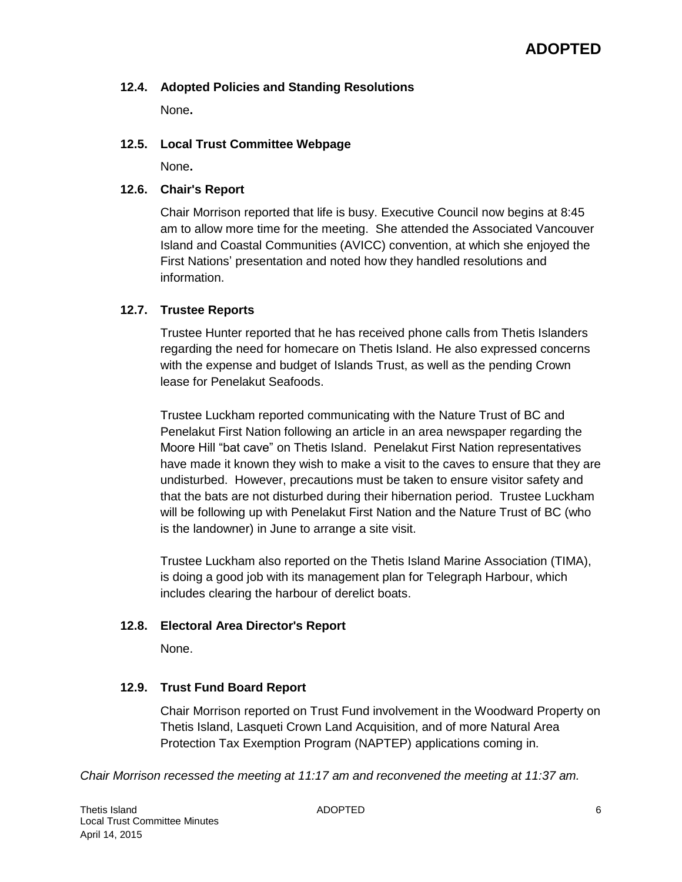**ADOPTED**

### 12.4. Adopted Policies and Standing Resolutions

None**.**

### 12.5. Local Trust Committee Webpage

None**.**

### 12.6. Chair's Report

Chair Morrison reported that life is busy. Executive Council now begins at 8:45 am to allow more time for the meeting. She attended the Associated Vancouver Island and Coastal Communities (AVICC) convention, at which she enjoyed the First Nations' presentation and noted how they handled resolutions and information.

### 12.7. Trustee Reports

Trustee Hunter reported that he has received phone calls from Thetis Islanders regarding the need for homecare on Thetis Island. He also expressed concerns with the expense and budget of Islands Trust, as well as the pending Crown lease for Penelakut Seafoods.

Trustee Luckham reported communicating with the Nature Trust of BC and Penelakut First Nation following an article in an area newspaper regarding the Moore Hill "bat cave" on Thetis Island. Penelakut First Nation representatives have made it known they wish to make a visit to the caves to ensure that they are undisturbed. However, precautions must be taken to ensure visitor safety and that the bats are not disturbed during their hibernation period. Trustee Luckham will be following up with Penelakut First Nation and the Nature Trust of BC (who is the landowner) in June to arrange a site visit.

Trustee Luckham also reported on the Thetis Island Marine Association (TIMA), is doing a good job with its management plan for Telegraph Harbour, which includes clearing the harbour of derelict boats.

### 12.8. Electoral Area Director's Report

None.

### 12.9. Trust Fund Board Report

Chair Morrison reported on Trust Fund involvement in the Woodward Property on Thetis Island, Lasqueti Crown Land Acquisition, and of more Natural Area Protection Tax Exemption Program (NAPTEP) applications coming in.

*Chair Morrison recessed the meeting at 11:17 am and reconvened the meeting at 11:37 am.*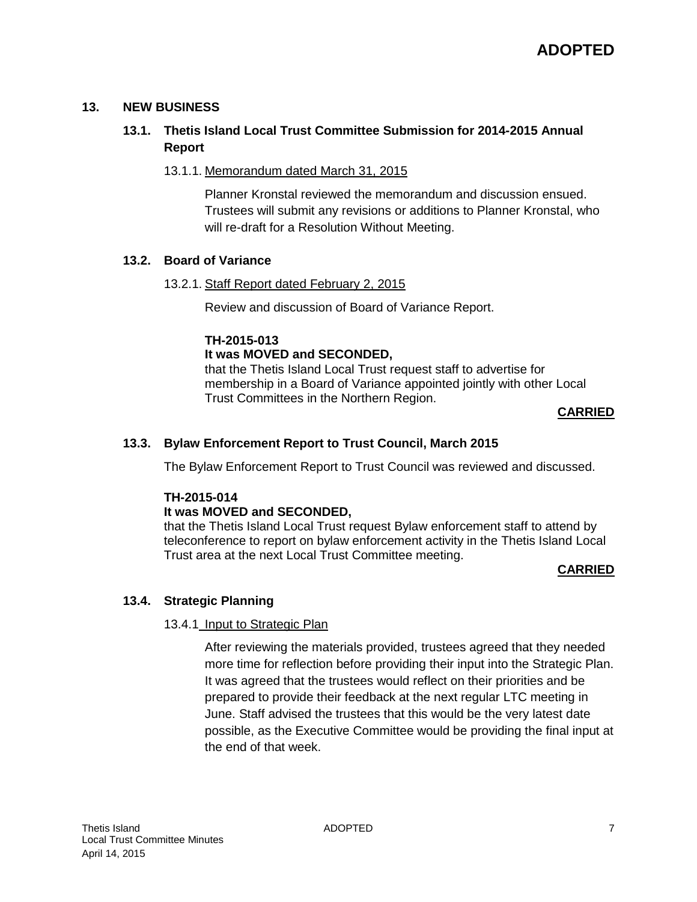**ADOPTED**

## 13. NEW BUSINESS

### 13.1. Thetis Island Local Trust Committee Submission for 2014-2015 Annual Report

13.1.1. Memorandum dated March 31, 2015

Planner Kronstal reviewed the memorandum and discussion ensued. Trustees will submit any revisions or additions to Planner Kronstal, who will re-draft for a Resolution Without Meeting.

### 13.2. Board of Variance

13.2.1. Staff Report dated February 2, 2015

Review and discussion of Board of Variance Report.

**TH-2015-013**
**It was MOVED and SECONDED,**
that the Thetis Island Local Trust request staff to advertise for membership in a Board of Variance appointed jointly with other Local Trust Committees in the Northern Region.

**CARRIED**

### 13.3. Bylaw Enforcement Report to Trust Council, March 2015

The Bylaw Enforcement Report to Trust Council was reviewed and discussed.

**TH-2015-014**
**It was MOVED and SECONDED,**
that the Thetis Island Local Trust request Bylaw enforcement staff to attend by teleconference to report on bylaw enforcement activity in the Thetis Island Local Trust area at the next Local Trust Committee meeting.

**CARRIED**

### 13.4. Strategic Planning

13.4.1 Input to Strategic Plan

After reviewing the materials provided, trustees agreed that they needed more time for reflection before providing their input into the Strategic Plan. It was agreed that the trustees would reflect on their priorities and be prepared to provide their feedback at the next regular LTC meeting in June. Staff advised the trustees that this would be the very latest date possible, as the Executive Committee would be providing the final input at the end of that week.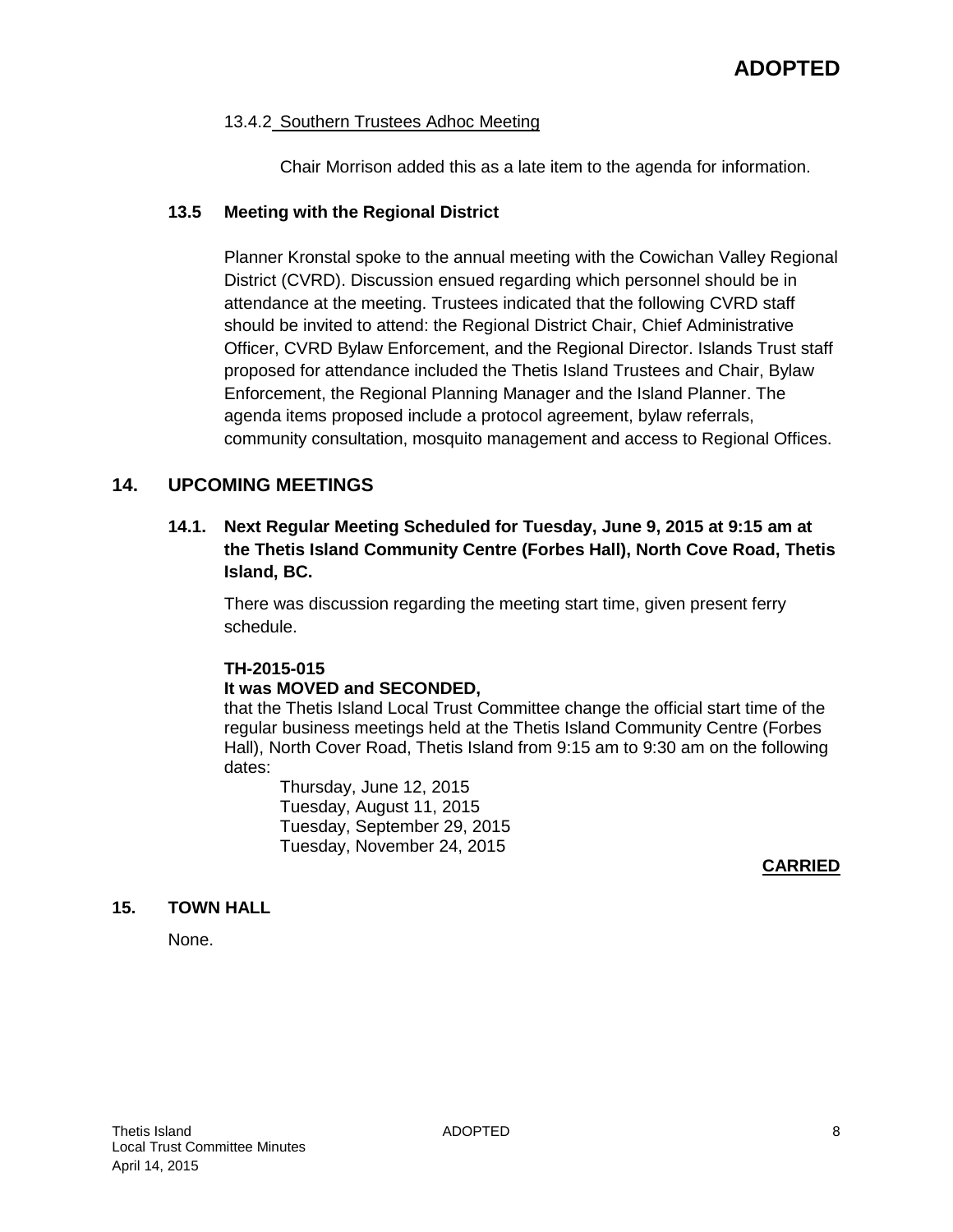**ADOPTED**

13.4.2 Southern Trustees Adhoc Meeting

Chair Morrison added this as a late item to the agenda for information.

### 13.5 Meeting with the Regional District

Planner Kronstal spoke to the annual meeting with the Cowichan Valley Regional District (CVRD). Discussion ensued regarding which personnel should be in attendance at the meeting. Trustees indicated that the following CVRD staff should be invited to attend: the Regional District Chair, Chief Administrative Officer, CVRD Bylaw Enforcement, and the Regional Director. Islands Trust staff proposed for attendance included the Thetis Island Trustees and Chair, Bylaw Enforcement, the Regional Planning Manager and the Island Planner. The agenda items proposed include a protocol agreement, bylaw referrals, community consultation, mosquito management and access to Regional Offices.

## 14. UPCOMING MEETINGS

### 14.1. Next Regular Meeting Scheduled for Tuesday, June 9, 2015 at 9:15 am at the Thetis Island Community Centre (Forbes Hall), North Cove Road, Thetis Island, BC.

There was discussion regarding the meeting start time, given present ferry schedule.

**TH-2015-015**
**It was MOVED and SECONDED,**
that the Thetis Island Local Trust Committee change the official start time of the regular business meetings held at the Thetis Island Community Centre (Forbes Hall), North Cover Road, Thetis Island from 9:15 am to 9:30 am on the following dates:

Thursday, June 12, 2015
Tuesday, August 11, 2015
Tuesday, September 29, 2015
Tuesday, November 24, 2015

**CARRIED**

## 15. TOWN HALL

None.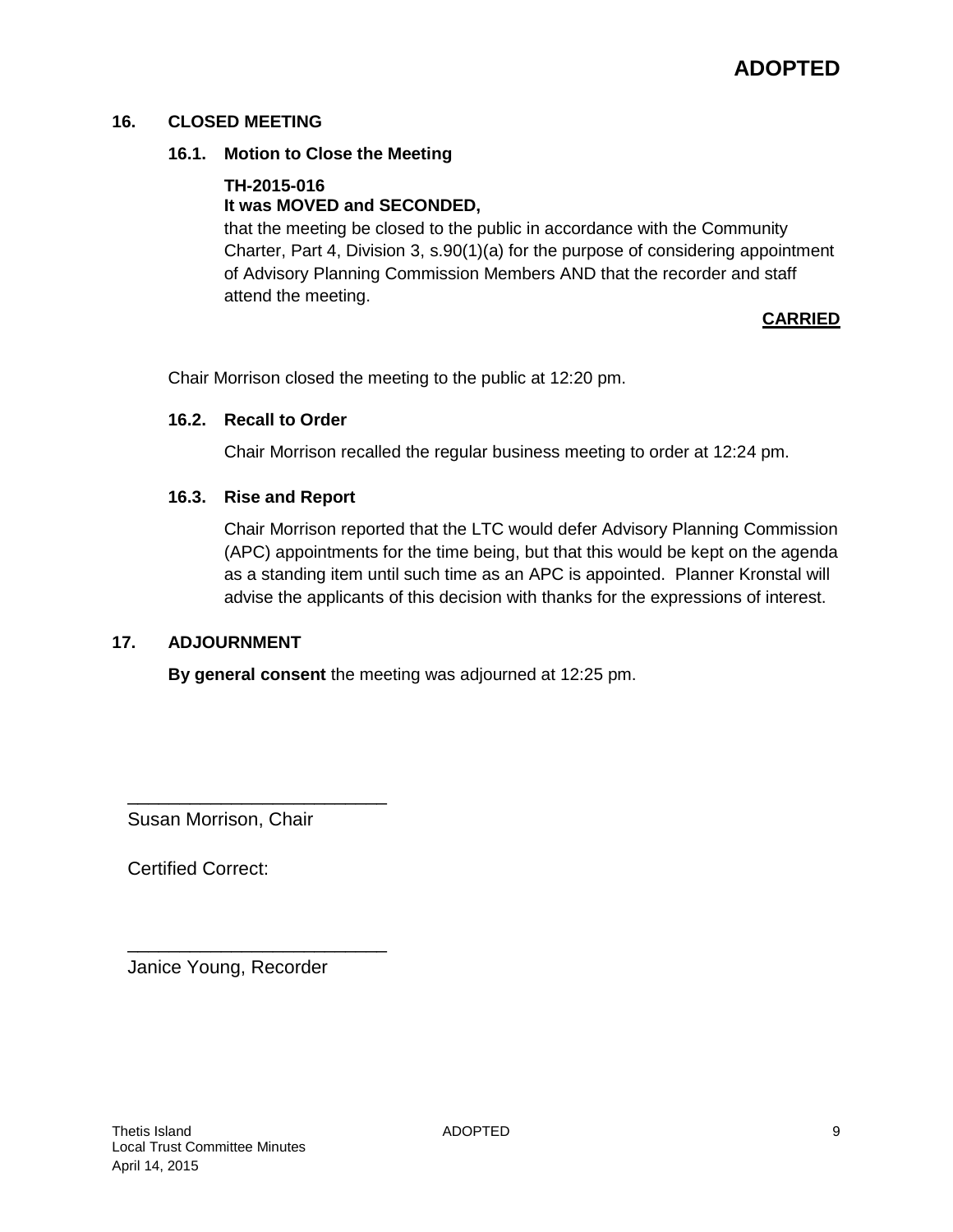**ADOPTED**

## 16. CLOSED MEETING

### 16.1. Motion to Close the Meeting

**TH-2015-016**
**It was MOVED and SECONDED,**
that the meeting be closed to the public in accordance with the Community Charter, Part 4, Division 3, s.90(1)(a) for the purpose of considering appointment of Advisory Planning Commission Members AND that the recorder and staff attend the meeting.

**CARRIED**

Chair Morrison closed the meeting to the public at 12:20 pm.

### 16.2. Recall to Order

Chair Morrison recalled the regular business meeting to order at 12:24 pm.

### 16.3. Rise and Report

Chair Morrison reported that the LTC would defer Advisory Planning Commission (APC) appointments for the time being, but that this would be kept on the agenda as a standing item until such time as an APC is appointed. Planner Kronstal will advise the applicants of this decision with thanks for the expressions of interest.

## 17. ADJOURNMENT

**By general consent** the meeting was adjourned at 12:25 pm.

_________________________
Susan Morrison, Chair

Certified Correct:

_________________________
Janice Young, Recorder